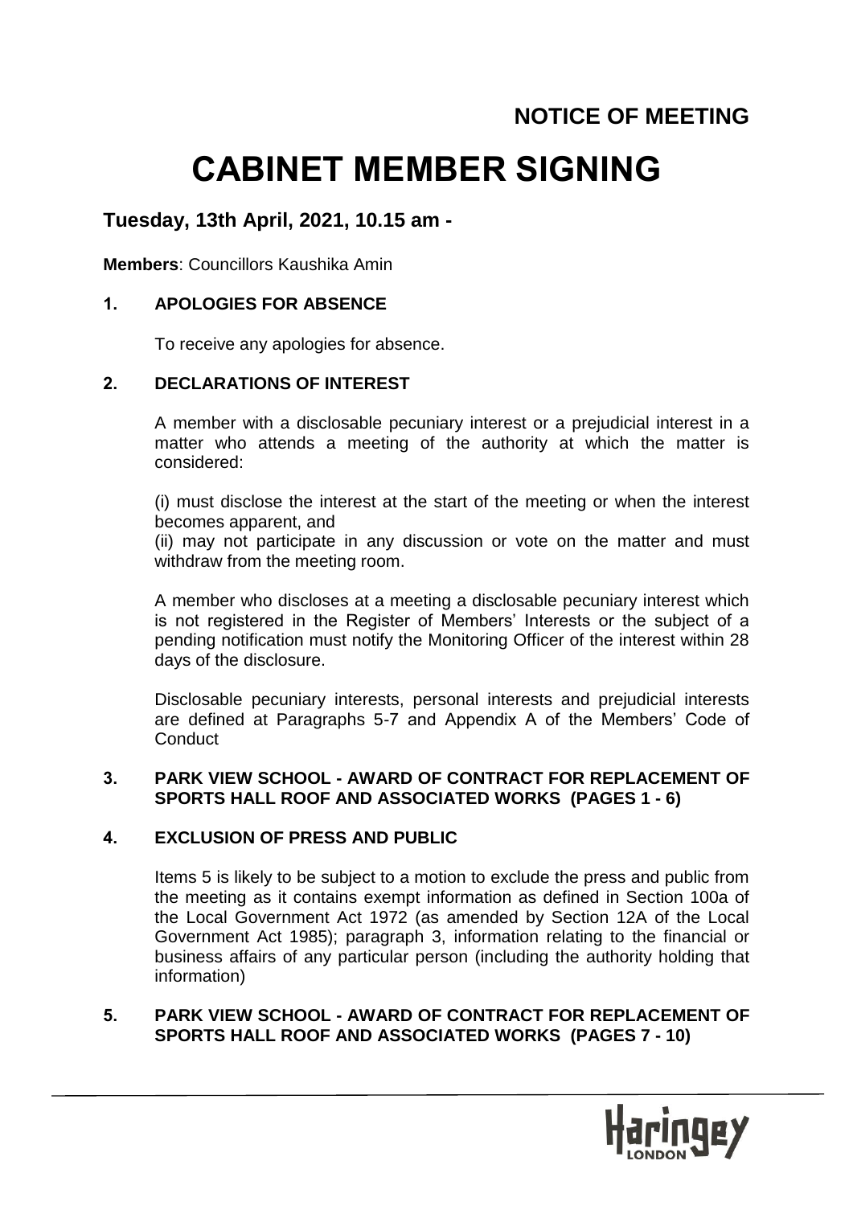**NOTICE OF MEETING**

# CABINET MEMBER SIGNING

## Tuesday, 13th April, 2021, 10.15 am -

**Members**: Councillors Kaushika Amin

### 1. APOLOGIES FOR ABSENCE

To receive any apologies for absence.

### 2. DECLARATIONS OF INTEREST

A member with a disclosable pecuniary interest or a prejudicial interest in a matter who attends a meeting of the authority at which the matter is considered:

(i) must disclose the interest at the start of the meeting or when the interest becomes apparent, and
(ii) may not participate in any discussion or vote on the matter and must withdraw from the meeting room.

A member who discloses at a meeting a disclosable pecuniary interest which is not registered in the Register of Members' Interests or the subject of a pending notification must notify the Monitoring Officer of the interest within 28 days of the disclosure.

Disclosable pecuniary interests, personal interests and prejudicial interests are defined at Paragraphs 5-7 and Appendix A of the Members' Code of Conduct

### 3. PARK VIEW SCHOOL - AWARD OF CONTRACT FOR REPLACEMENT OF SPORTS HALL ROOF AND ASSOCIATED WORKS (PAGES 1 - 6)

### 4. EXCLUSION OF PRESS AND PUBLIC

Items 5 is likely to be subject to a motion to exclude the press and public from the meeting as it contains exempt information as defined in Section 100a of the Local Government Act 1972 (as amended by Section 12A of the Local Government Act 1985); paragraph 3, information relating to the financial or business affairs of any particular person (including the authority holding that information)

### 5. PARK VIEW SCHOOL - AWARD OF CONTRACT FOR REPLACEMENT OF SPORTS HALL ROOF AND ASSOCIATED WORKS (PAGES 7 - 10)

Haringey LONDON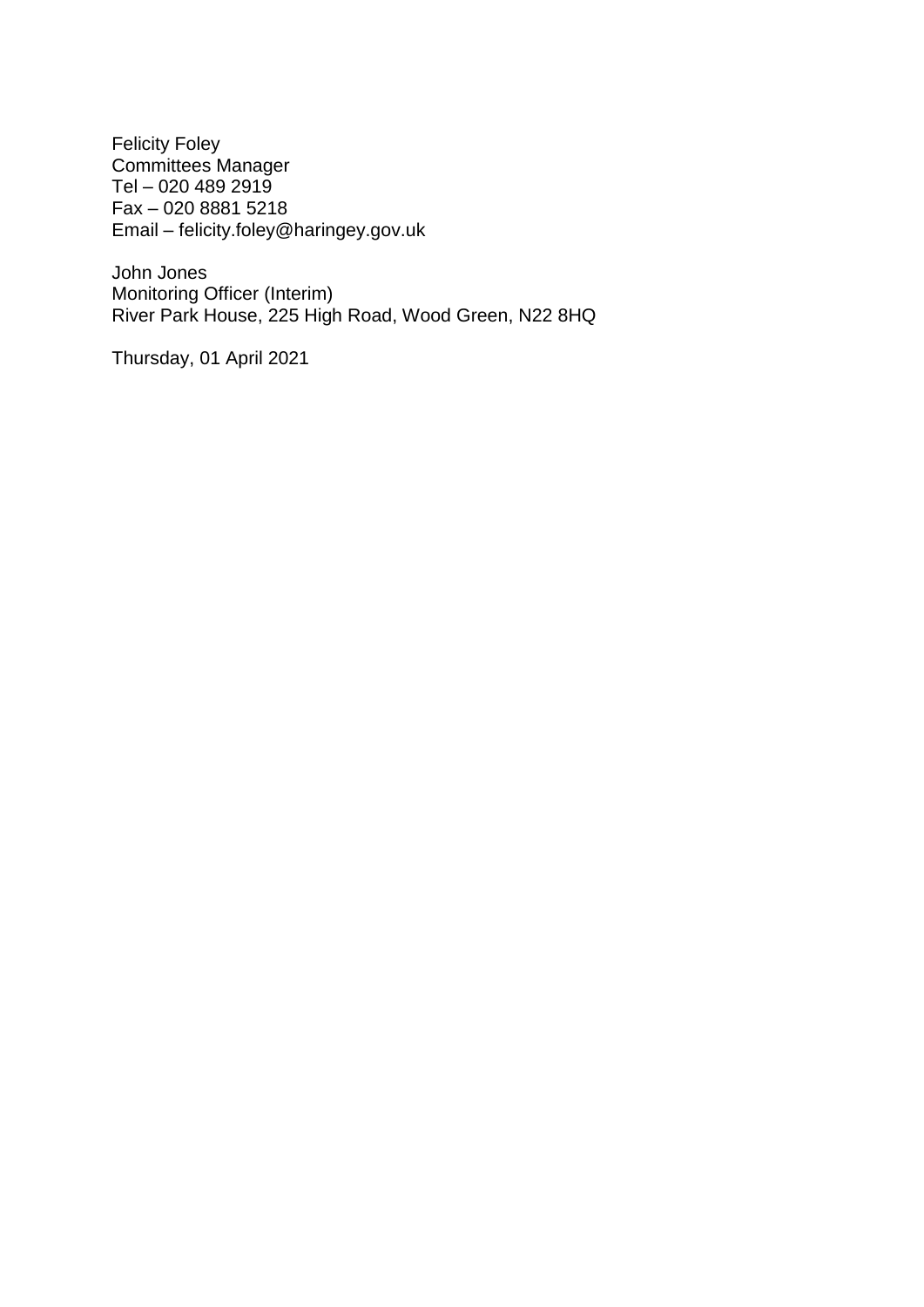Felicity Foley
Committees Manager
Tel – 020 489 2919
Fax – 020 8881 5218
Email – felicity.foley@haringey.gov.uk

John Jones
Monitoring Officer (Interim)
River Park House, 225 High Road, Wood Green, N22 8HQ

Thursday, 01 April 2021